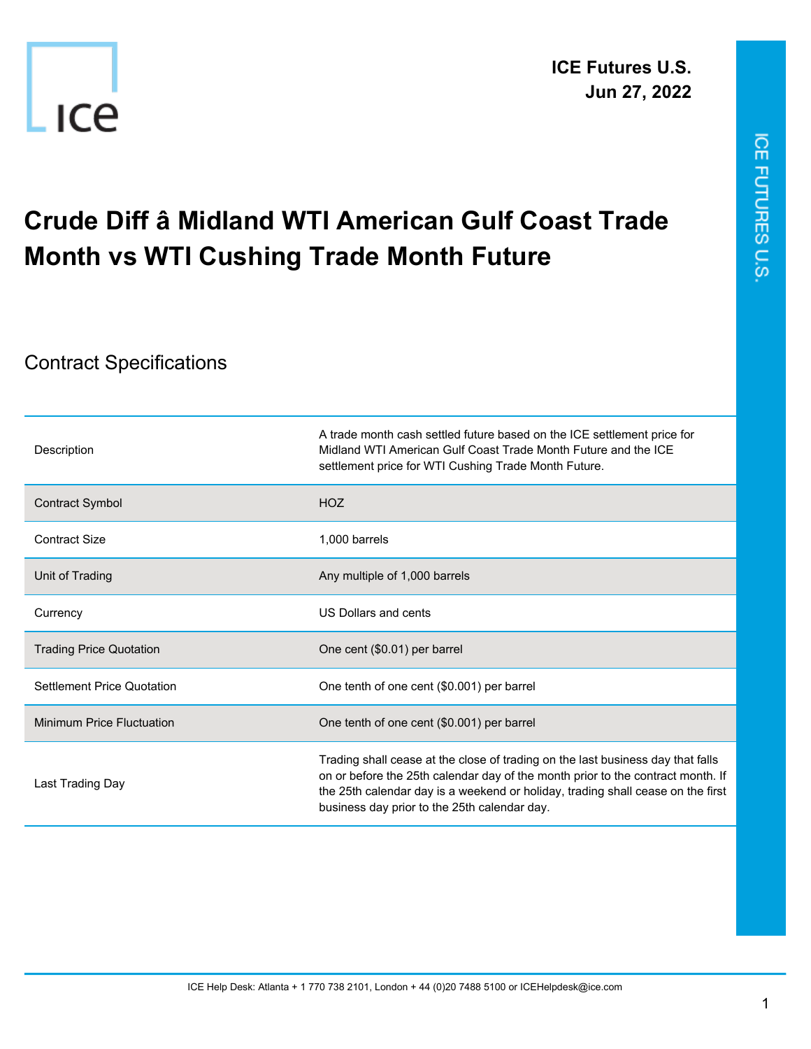ICE Futures U.S.
Jun 27, 2022

# Crude Diff â Midland WTI American Gulf Coast Trade Month vs WTI Cushing Trade Month Future

## Contract Specifications

| | |
|---|---|
| Description | A trade month cash settled future based on the ICE settlement price for Midland WTI American Gulf Coast Trade Month Future and the ICE settlement price for WTI Cushing Trade Month Future. |
| Contract Symbol | HOZ |
| Contract Size | 1,000 barrels |
| Unit of Trading | Any multiple of 1,000 barrels |
| Currency | US Dollars and cents |
| Trading Price Quotation | One cent ($0.01) per barrel |
| Settlement Price Quotation | One tenth of one cent ($0.001) per barrel |
| Minimum Price Fluctuation | One tenth of one cent ($0.001) per barrel |
| Last Trading Day | Trading shall cease at the close of trading on the last business day that falls on or before the 25th calendar day of the month prior to the contract month. If the 25th calendar day is a weekend or holiday, trading shall cease on the first business day prior to the 25th calendar day. |

ICE Help Desk: Atlanta + 1 770 738 2101, London + 44 (0)20 7488 5100 or ICEHelpdesk@ice.com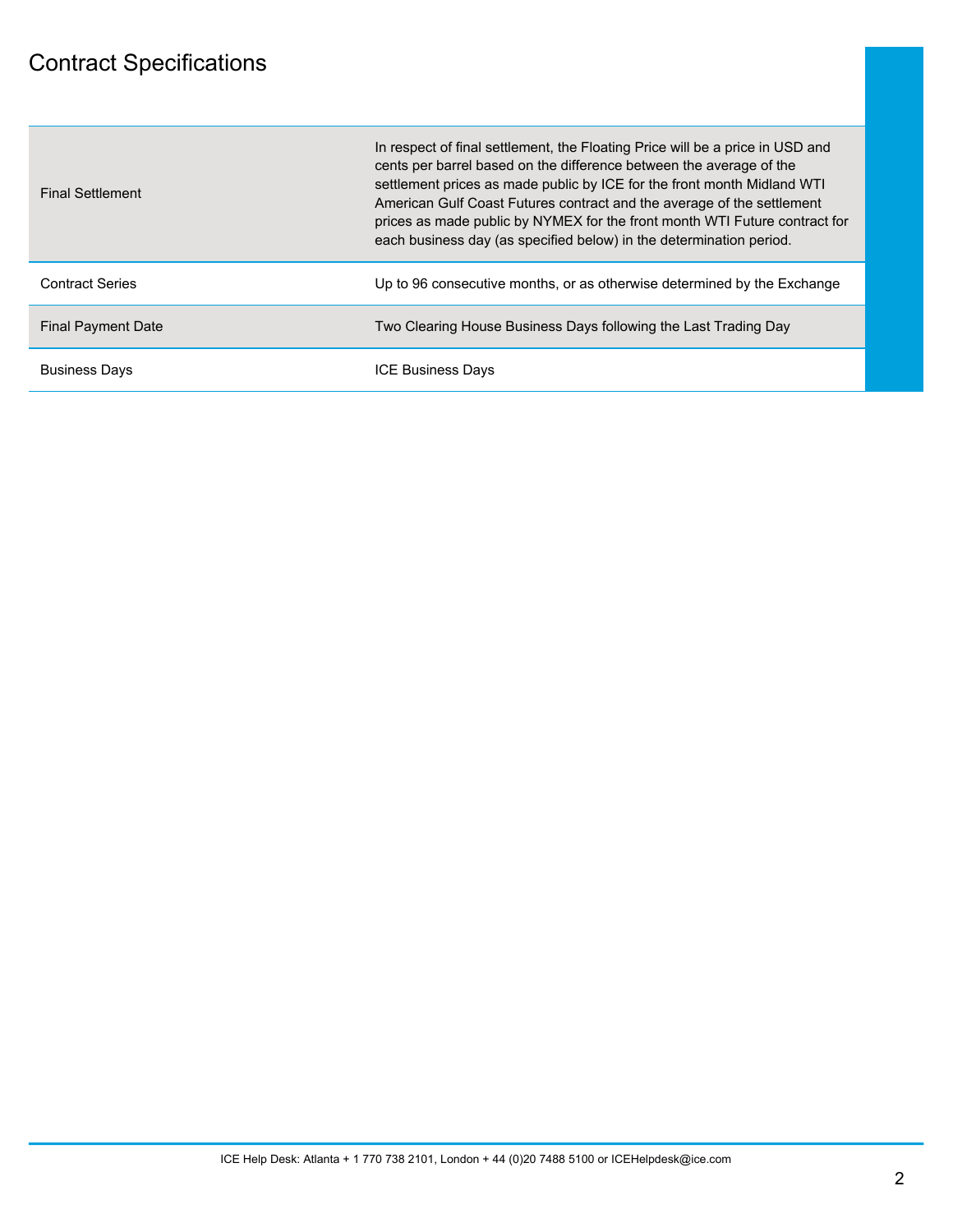# Contract Specifications

| | |
|---|---|
| Final Settlement | In respect of final settlement, the Floating Price will be a price in USD and cents per barrel based on the difference between the average of the settlement prices as made public by ICE for the front month Midland WTI American Gulf Coast Futures contract and the average of the settlement prices as made public by NYMEX for the front month WTI Future contract for each business day (as specified below) in the determination period. |
| Contract Series | Up to 96 consecutive months, or as otherwise determined by the Exchange |
| Final Payment Date | Two Clearing House Business Days following the Last Trading Day |
| Business Days | ICE Business Days |

ICE Help Desk: Atlanta + 1 770 738 2101, London + 44 (0)20 7488 5100 or ICEHelpdesk@ice.com